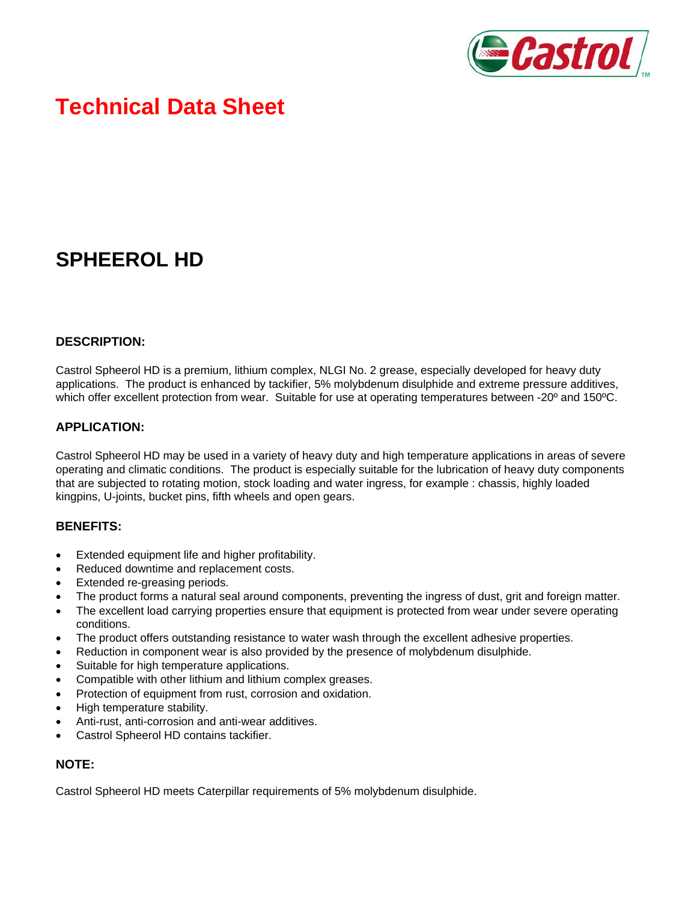# Technical Data Sheet

## SPHEEROL HD

### DESCRIPTION:

Castrol Spheerol HD is a premium, lithium complex, NLGI No. 2 grease, especially developed for heavy duty applications. The product is enhanced by tackifier, 5% molybdenum disulphide and extreme pressure additives, which offer excellent protection from wear. Suitable for use at operating temperatures between -20º and 150ºC.

### APPLICATION:

Castrol Spheerol HD may be used in a variety of heavy duty and high temperature applications in areas of severe operating and climatic conditions. The product is especially suitable for the lubrication of heavy duty components that are subjected to rotating motion, stock loading and water ingress, for example : chassis, highly loaded kingpins, U-joints, bucket pins, fifth wheels and open gears.

### BENEFITS:

- Extended equipment life and higher profitability.
- Reduced downtime and replacement costs.
- Extended re-greasing periods.
- The product forms a natural seal around components, preventing the ingress of dust, grit and foreign matter.
- The excellent load carrying properties ensure that equipment is protected from wear under severe operating conditions.
- The product offers outstanding resistance to water wash through the excellent adhesive properties.
- Reduction in component wear is also provided by the presence of molybdenum disulphide.
- Suitable for high temperature applications.
- Compatible with other lithium and lithium complex greases.
- Protection of equipment from rust, corrosion and oxidation.
- High temperature stability.
- Anti-rust, anti-corrosion and anti-wear additives.
- Castrol Spheerol HD contains tackifier.

### NOTE:

Castrol Spheerol HD meets Caterpillar requirements of 5% molybdenum disulphide.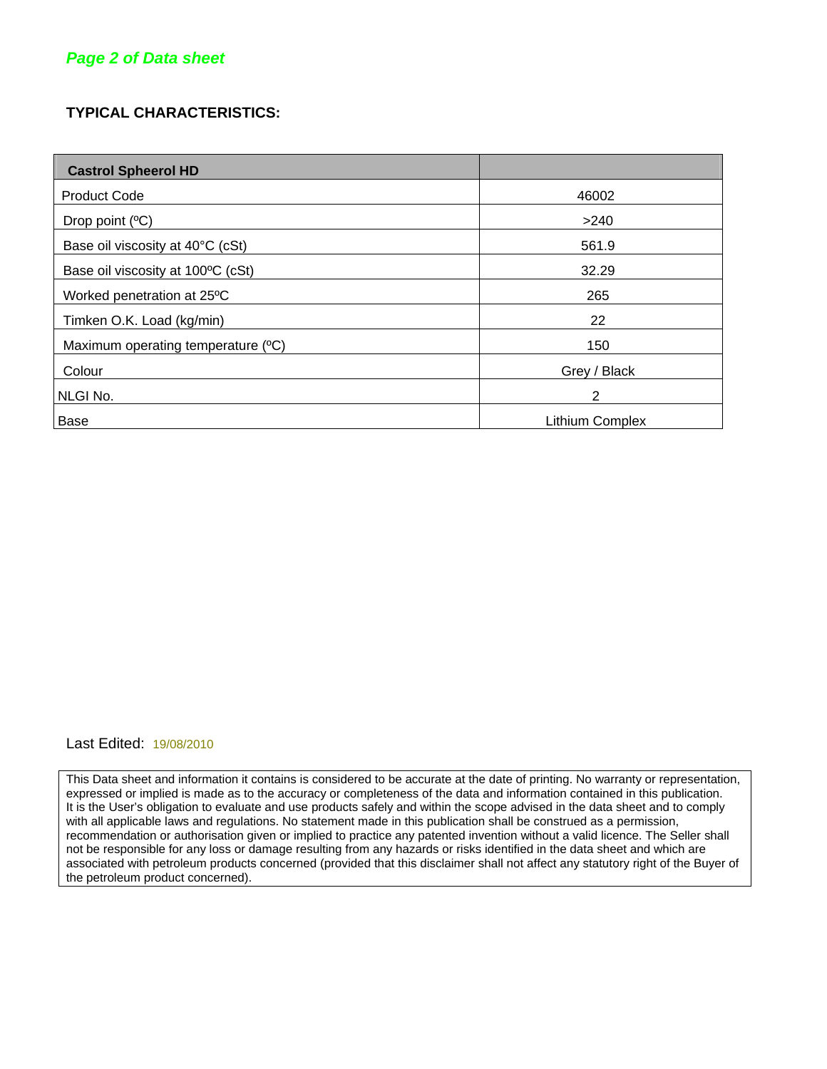## TYPICAL CHARACTERISTICS:

| Castrol Spheerol HD | |
|---|---|
| Product Code | 46002 |
| Drop point (ºC) | >240 |
| Base oil viscosity at 40°C (cSt) | 561.9 |
| Base oil viscosity at 100ºC (cSt) | 32.29 |
| Worked penetration at 25ºC | 265 |
| Timken O.K. Load (kg/min) | 22 |
| Maximum operating temperature (ºC) | 150 |
| Colour | Grey / Black |
| NLGI No. | 2 |
| Base | Lithium Complex |

Last Edited: 19/08/2010

This Data sheet and information it contains is considered to be accurate at the date of printing. No warranty or representation, expressed or implied is made as to the accuracy or completeness of the data and information contained in this publication. It is the User's obligation to evaluate and use products safely and within the scope advised in the data sheet and to comply with all applicable laws and regulations. No statement made in this publication shall be construed as a permission, recommendation or authorisation given or implied to practice any patented invention without a valid licence. The Seller shall not be responsible for any loss or damage resulting from any hazards or risks identified in the data sheet and which are associated with petroleum products concerned (provided that this disclaimer shall not affect any statutory right of the Buyer of the petroleum product concerned).